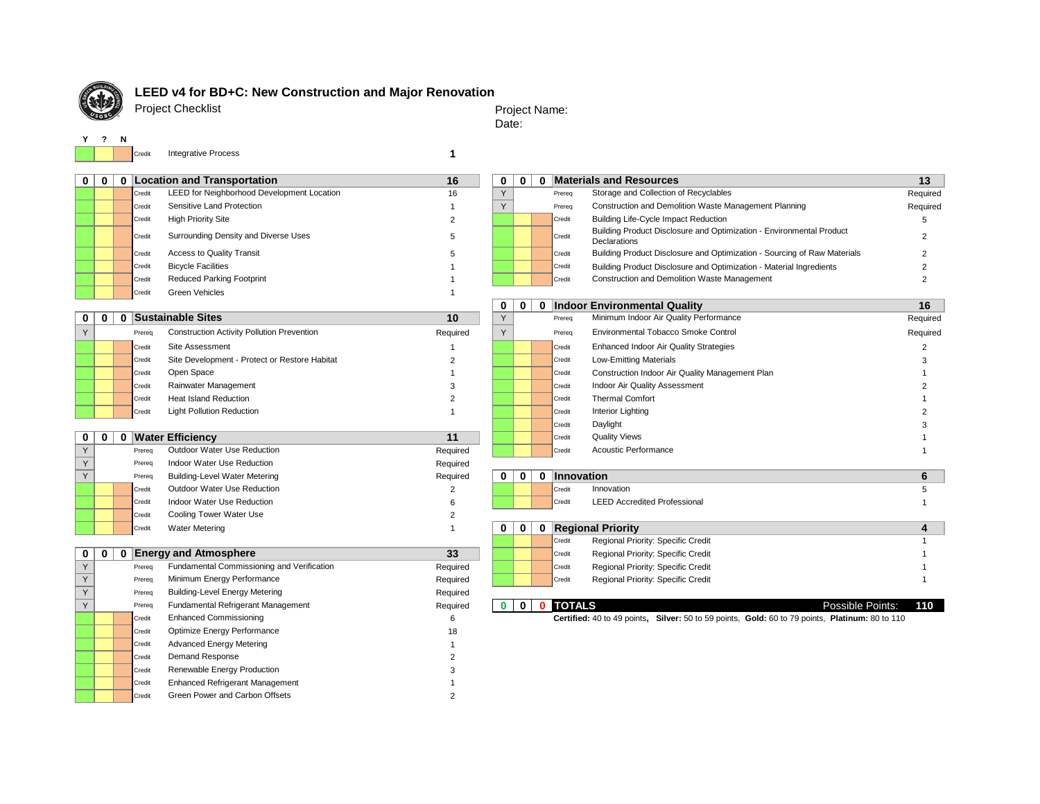# LEED v4 for BD+C: New Construction and Major Renovation

Project Checklist

Project Name:

Date:

| Y | ? | N | Type | Credit | Points |
|---|---|---|---|---|---|
| | | | Credit | Integrative Process | 1 |

## Location and Transportation

| Y | ? | N | Type | Credit | Points |
|---|---|---|---|---|---|
| 0 | 0 | 0 | | **Location and Transportation** | **16** |
| | | | Credit | LEED for Neighborhood Development Location | 16 |
| | | | Credit | Sensitive Land Protection | 1 |
| | | | Credit | High Priority Site | 2 |
| | | | Credit | Surrounding Density and Diverse Uses | 5 |
| | | | Credit | Access to Quality Transit | 5 |
| | | | Credit | Bicycle Facilities | 1 |
| | | | Credit | Reduced Parking Footprint | 1 |
| | | | Credit | Green Vehicles | 1 |

## Sustainable Sites

| Y | ? | N | Type | Credit | Points |
|---|---|---|---|---|---|
| 0 | 0 | 0 | | **Sustainable Sites** | **10** |
| Y | | | Prereq | Construction Activity Pollution Prevention | Required |
| | | | Credit | Site Assessment | 1 |
| | | | Credit | Site Development - Protect or Restore Habitat | 2 |
| | | | Credit | Open Space | 1 |
| | | | Credit | Rainwater Management | 3 |
| | | | Credit | Heat Island Reduction | 2 |
| | | | Credit | Light Pollution Reduction | 1 |

## Water Efficiency

| Y | ? | N | Type | Credit | Points |
|---|---|---|---|---|---|
| 0 | 0 | 0 | | **Water Efficiency** | **11** |
| Y | | | Prereq | Outdoor Water Use Reduction | Required |
| Y | | | Prereq | Indoor Water Use Reduction | Required |
| Y | | | Prereq | Building-Level Water Metering | Required |
| | | | Credit | Outdoor Water Use Reduction | 2 |
| | | | Credit | Indoor Water Use Reduction | 6 |
| | | | Credit | Cooling Tower Water Use | 2 |
| | | | Credit | Water Metering | 1 |

## Energy and Atmosphere

| Y | ? | N | Type | Credit | Points |
|---|---|---|---|---|---|
| 0 | 0 | 0 | | **Energy and Atmosphere** | **33** |
| Y | | | Prereq | Fundamental Commissioning and Verification | Required |
| Y | | | Prereq | Minimum Energy Performance | Required |
| Y | | | Prereq | Building-Level Energy Metering | Required |
| Y | | | Prereq | Fundamental Refrigerant Management | Required |
| | | | Credit | Enhanced Commissioning | 6 |
| | | | Credit | Optimize Energy Performance | 18 |
| | | | Credit | Advanced Energy Metering | 1 |
| | | | Credit | Demand Response | 2 |
| | | | Credit | Renewable Energy Production | 3 |
| | | | Credit | Enhanced Refrigerant Management | 1 |
| | | | Credit | Green Power and Carbon Offsets | 2 |

## Materials and Resources

| Y | ? | N | Type | Credit | Points |
|---|---|---|---|---|---|
| 0 | 0 | 0 | | **Materials and Resources** | **13** |
| Y | | | Prereq | Storage and Collection of Recyclables | Required |
| Y | | | Prereq | Construction and Demolition Waste Management Planning | Required |
| | | | Credit | Building Life-Cycle Impact Reduction | 5 |
| | | | Credit | Building Product Disclosure and Optimization - Environmental Product Declarations | 2 |
| | | | Credit | Building Product Disclosure and Optimization - Sourcing of Raw Materials | 2 |
| | | | Credit | Building Product Disclosure and Optimization - Material Ingredients | 2 |
| | | | Credit | Construction and Demolition Waste Management | 2 |

## Indoor Environmental Quality

| Y | ? | N | Type | Credit | Points |
|---|---|---|---|---|---|
| 0 | 0 | 0 | | **Indoor Environmental Quality** | **16** |
| Y | | | Prereq | Minimum Indoor Air Quality Performance | Required |
| Y | | | Prereq | Environmental Tobacco Smoke Control | Required |
| | | | Credit | Enhanced Indoor Air Quality Strategies | 2 |
| | | | Credit | Low-Emitting Materials | 3 |
| | | | Credit | Construction Indoor Air Quality Management Plan | 1 |
| | | | Credit | Indoor Air Quality Assessment | 2 |
| | | | Credit | Thermal Comfort | 1 |
| | | | Credit | Interior Lighting | 2 |
| | | | Credit | Daylight | 3 |
| | | | Credit | Quality Views | 1 |
| | | | Credit | Acoustic Performance | 1 |

## Innovation

| Y | ? | N | Type | Credit | Points |
|---|---|---|---|---|---|
| 0 | 0 | 0 | | **Innovation** | **6** |
| | | | Credit | Innovation | 5 |
| | | | Credit | LEED Accredited Professional | 1 |

## Regional Priority

| Y | ? | N | Type | Credit | Points |
|---|---|---|---|---|---|
| 0 | 0 | 0 | | **Regional Priority** | **4** |
| | | | Credit | Regional Priority: Specific Credit | 1 |
| | | | Credit | Regional Priority: Specific Credit | 1 |
| | | | Credit | Regional Priority: Specific Credit | 1 |
| | | | Credit | Regional Priority: Specific Credit | 1 |

## Totals

| Y | ? | N | | Possible Points: |
|---|---|---|---|---|
| 0 | 0 | 0 | **TOTALS** | **110** |

**Certified:** 40 to 49 points, **Silver:** 50 to 59 points, **Gold:** 60 to 79 points, **Platinum:** 80 to 110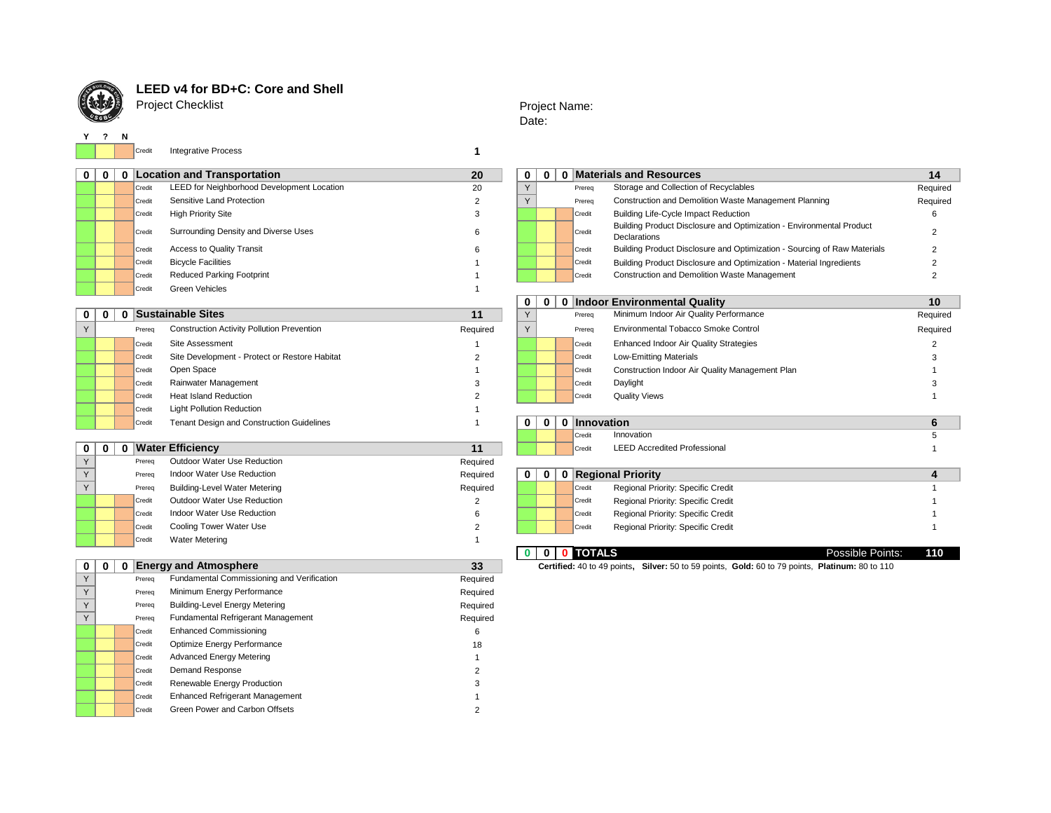# LEED v4 for BD+C: Core and Shell

Project Checklist

Project Name:

Date:

| Y | ? | N | | | |
|---|---|---|---|---|---|
| | | | Credit | Integrative Process | 1 |

| Y | ? | N | | Location and Transportation | 20 |
|---|---|---|---|---|---|
| 0 | 0 | 0 | | **Location and Transportation** | **20** |
| | | | Credit | LEED for Neighborhood Development Location | 20 |
| | | | Credit | Sensitive Land Protection | 2 |
| | | | Credit | High Priority Site | 3 |
| | | | Credit | Surrounding Density and Diverse Uses | 6 |
| | | | Credit | Access to Quality Transit | 6 |
| | | | Credit | Bicycle Facilities | 1 |
| | | | Credit | Reduced Parking Footprint | 1 |
| | | | Credit | Green Vehicles | 1 |

| Y | ? | N | | Sustainable Sites | 11 |
|---|---|---|---|---|---|
| 0 | 0 | 0 | | **Sustainable Sites** | **11** |
| Y | | | Prereq | Construction Activity Pollution Prevention | Required |
| | | | Credit | Site Assessment | 1 |
| | | | Credit | Site Development - Protect or Restore Habitat | 2 |
| | | | Credit | Open Space | 1 |
| | | | Credit | Rainwater Management | 3 |
| | | | Credit | Heat Island Reduction | 2 |
| | | | Credit | Light Pollution Reduction | 1 |
| | | | Credit | Tenant Design and Construction Guidelines | 1 |

| Y | ? | N | | Water Efficiency | 11 |
|---|---|---|---|---|---|
| 0 | 0 | 0 | | **Water Efficiency** | **11** |
| Y | | | Prereq | Outdoor Water Use Reduction | Required |
| Y | | | Prereq | Indoor Water Use Reduction | Required |
| Y | | | Prereq | Building-Level Water Metering | Required |
| | | | Credit | Outdoor Water Use Reduction | 2 |
| | | | Credit | Indoor Water Use Reduction | 6 |
| | | | Credit | Cooling Tower Water Use | 2 |
| | | | Credit | Water Metering | 1 |

| Y | ? | N | | Energy and Atmosphere | 33 |
|---|---|---|---|---|---|
| 0 | 0 | 0 | | **Energy and Atmosphere** | **33** |
| Y | | | Prereq | Fundamental Commissioning and Verification | Required |
| Y | | | Prereq | Minimum Energy Performance | Required |
| Y | | | Prereq | Building-Level Energy Metering | Required |
| Y | | | Prereq | Fundamental Refrigerant Management | Required |
| | | | Credit | Enhanced Commissioning | 6 |
| | | | Credit | Optimize Energy Performance | 18 |
| | | | Credit | Advanced Energy Metering | 1 |
| | | | Credit | Demand Response | 2 |
| | | | Credit | Renewable Energy Production | 3 |
| | | | Credit | Enhanced Refrigerant Management | 1 |
| | | | Credit | Green Power and Carbon Offsets | 2 |

| Y | ? | N | | Materials and Resources | 14 |
|---|---|---|---|---|---|
| 0 | 0 | 0 | | **Materials and Resources** | **14** |
| Y | | | Prereq | Storage and Collection of Recyclables | Required |
| Y | | | Prereq | Construction and Demolition Waste Management Planning | Required |
| | | | Credit | Building Life-Cycle Impact Reduction | 6 |
| | | | Credit | Building Product Disclosure and Optimization - Environmental Product Declarations | 2 |
| | | | Credit | Building Product Disclosure and Optimization - Sourcing of Raw Materials | 2 |
| | | | Credit | Building Product Disclosure and Optimization - Material Ingredients | 2 |
| | | | Credit | Construction and Demolition Waste Management | 2 |

| Y | ? | N | | Indoor Environmental Quality | 10 |
|---|---|---|---|---|---|
| 0 | 0 | 0 | | **Indoor Environmental Quality** | **10** |
| Y | | | Prereq | Minimum Indoor Air Quality Performance | Required |
| Y | | | Prereq | Environmental Tobacco Smoke Control | Required |
| | | | Credit | Enhanced Indoor Air Quality Strategies | 2 |
| | | | Credit | Low-Emitting Materials | 3 |
| | | | Credit | Construction Indoor Air Quality Management Plan | 1 |
| | | | Credit | Daylight | 3 |
| | | | Credit | Quality Views | 1 |

| Y | ? | N | | Innovation | 6 |
|---|---|---|---|---|---|
| 0 | 0 | 0 | | **Innovation** | **6** |
| | | | Credit | Innovation | 5 |
| | | | Credit | LEED Accredited Professional | 1 |

| Y | ? | N | | Regional Priority | 4 |
|---|---|---|---|---|---|
| 0 | 0 | 0 | | **Regional Priority** | **4** |
| | | | Credit | Regional Priority: Specific Credit | 1 |
| | | | Credit | Regional Priority: Specific Credit | 1 |
| | | | Credit | Regional Priority: Specific Credit | 1 |
| | | | Credit | Regional Priority: Specific Credit | 1 |

| Y | ? | N | TOTALS | Possible Points: | 110 |
|---|---|---|---|---|---|
| 0 | 0 | 0 | **TOTALS** | Possible Points: | **110** |

**Certified:** 40 to 49 points, **Silver:** 50 to 59 points, **Gold:** 60 to 79 points, **Platinum:** 80 to 110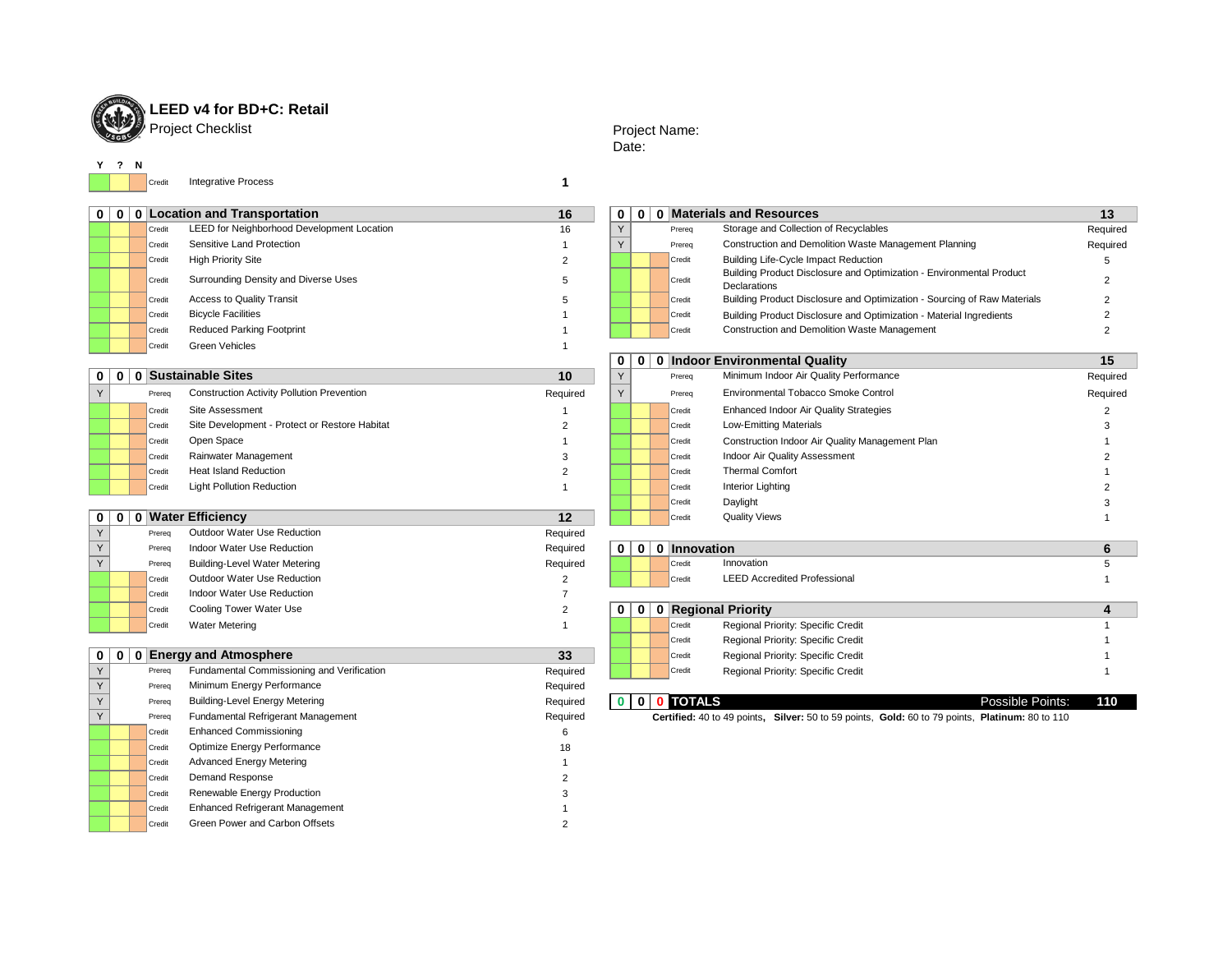# LEED v4 for BD+C: Retail

Project Checklist

Project Name:

Date:

| Y | ? | N | | | |
|---|---|---|---|---|---|
| | | | Credit | Integrative Process | 1 |

| 0 | 0 | 0 | Location and Transportation | | 16 |
|---|---|---|---|---|---|
| | | | Credit | LEED for Neighborhood Development Location | 16 |
| | | | Credit | Sensitive Land Protection | 1 |
| | | | Credit | High Priority Site | 2 |
| | | | Credit | Surrounding Density and Diverse Uses | 5 |
| | | | Credit | Access to Quality Transit | 5 |
| | | | Credit | Bicycle Facilities | 1 |
| | | | Credit | Reduced Parking Footprint | 1 |
| | | | Credit | Green Vehicles | 1 |

| 0 | 0 | 0 | Sustainable Sites | | 10 |
|---|---|---|---|---|---|
| Y | | | Prereq | Construction Activity Pollution Prevention | Required |
| | | | Credit | Site Assessment | 1 |
| | | | Credit | Site Development - Protect or Restore Habitat | 2 |
| | | | Credit | Open Space | 1 |
| | | | Credit | Rainwater Management | 3 |
| | | | Credit | Heat Island Reduction | 2 |
| | | | Credit | Light Pollution Reduction | 1 |

| 0 | 0 | 0 | Water Efficiency | | 12 |
|---|---|---|---|---|---|
| Y | | | Prereq | Outdoor Water Use Reduction | Required |
| Y | | | Prereq | Indoor Water Use Reduction | Required |
| Y | | | Prereq | Building-Level Water Metering | Required |
| | | | Credit | Outdoor Water Use Reduction | 2 |
| | | | Credit | Indoor Water Use Reduction | 7 |
| | | | Credit | Cooling Tower Water Use | 2 |
| | | | Credit | Water Metering | 1 |

| 0 | 0 | 0 | Energy and Atmosphere | | 33 |
|---|---|---|---|---|---|
| Y | | | Prereq | Fundamental Commissioning and Verification | Required |
| Y | | | Prereq | Minimum Energy Performance | Required |
| Y | | | Prereq | Building-Level Energy Metering | Required |
| Y | | | Prereq | Fundamental Refrigerant Management | Required |
| | | | Credit | Enhanced Commissioning | 6 |
| | | | Credit | Optimize Energy Performance | 18 |
| | | | Credit | Advanced Energy Metering | 1 |
| | | | Credit | Demand Response | 2 |
| | | | Credit | Renewable Energy Production | 3 |
| | | | Credit | Enhanced Refrigerant Management | 1 |
| | | | Credit | Green Power and Carbon Offsets | 2 |

| 0 | 0 | 0 | Materials and Resources | | 13 |
|---|---|---|---|---|---|
| Y | | | Prereq | Storage and Collection of Recyclables | Required |
| Y | | | Prereq | Construction and Demolition Waste Management Planning | Required |
| | | | Credit | Building Life-Cycle Impact Reduction | 5 |
| | | | Credit | Building Product Disclosure and Optimization - Environmental Product Declarations | 2 |
| | | | Credit | Building Product Disclosure and Optimization - Sourcing of Raw Materials | 2 |
| | | | Credit | Building Product Disclosure and Optimization - Material Ingredients | 2 |
| | | | Credit | Construction and Demolition Waste Management | 2 |

| 0 | 0 | 0 | Indoor Environmental Quality | | 15 |
|---|---|---|---|---|---|
| Y | | | Prereq | Minimum Indoor Air Quality Performance | Required |
| Y | | | Prereq | Environmental Tobacco Smoke Control | Required |
| | | | Credit | Enhanced Indoor Air Quality Strategies | 2 |
| | | | Credit | Low-Emitting Materials | 3 |
| | | | Credit | Construction Indoor Air Quality Management Plan | 1 |
| | | | Credit | Indoor Air Quality Assessment | 2 |
| | | | Credit | Thermal Comfort | 1 |
| | | | Credit | Interior Lighting | 2 |
| | | | Credit | Daylight | 3 |
| | | | Credit | Quality Views | 1 |

| 0 | 0 | 0 | Innovation | | 6 |
|---|---|---|---|---|---|
| | | | Credit | Innovation | 5 |
| | | | Credit | LEED Accredited Professional | 1 |

| 0 | 0 | 0 | Regional Priority | | 4 |
|---|---|---|---|---|---|
| | | | Credit | Regional Priority: Specific Credit | 1 |
| | | | Credit | Regional Priority: Specific Credit | 1 |
| | | | Credit | Regional Priority: Specific Credit | 1 |
| | | | Credit | Regional Priority: Specific Credit | 1 |

| 0 | 0 | 0 | TOTALS | Possible Points: | 110 |
|---|---|---|---|---|---|

**Certified:** 40 to 49 points, **Silver:** 50 to 59 points, **Gold:** 60 to 79 points, **Platinum:** 80 to 110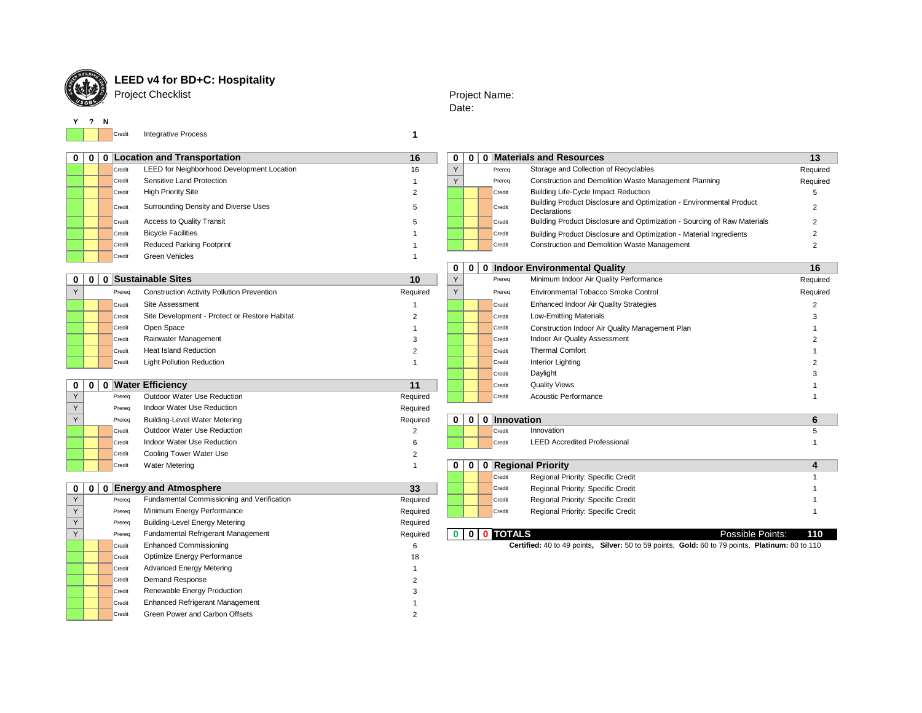# LEED v4 for BD+C: Hospitality

Project Checklist

Project Name:

Date:

| Y | ? | N | | | Points |
|---|---|---|---|---|---|
| | | | Credit | Integrative Process | 1 |

| Y | ? | N | | Location and Transportation | 16 |
|---|---|---|---|---|---|
| 0 | 0 | 0 | | **Location and Transportation** | **16** |
| | | | Credit | LEED for Neighborhood Development Location | 16 |
| | | | Credit | Sensitive Land Protection | 1 |
| | | | Credit | High Priority Site | 2 |
| | | | Credit | Surrounding Density and Diverse Uses | 5 |
| | | | Credit | Access to Quality Transit | 5 |
| | | | Credit | Bicycle Facilities | 1 |
| | | | Credit | Reduced Parking Footprint | 1 |
| | | | Credit | Green Vehicles | 1 |

| Y | ? | N | | Sustainable Sites | 10 |
|---|---|---|---|---|---|
| 0 | 0 | 0 | | **Sustainable Sites** | **10** |
| Y | | | Prereq | Construction Activity Pollution Prevention | Required |
| | | | Credit | Site Assessment | 1 |
| | | | Credit | Site Development - Protect or Restore Habitat | 2 |
| | | | Credit | Open Space | 1 |
| | | | Credit | Rainwater Management | 3 |
| | | | Credit | Heat Island Reduction | 2 |
| | | | Credit | Light Pollution Reduction | 1 |

| Y | ? | N | | Water Efficiency | 11 |
|---|---|---|---|---|---|
| 0 | 0 | 0 | | **Water Efficiency** | **11** |
| Y | | | Prereq | Outdoor Water Use Reduction | Required |
| Y | | | Prereq | Indoor Water Use Reduction | Required |
| Y | | | Prereq | Building-Level Water Metering | Required |
| | | | Credit | Outdoor Water Use Reduction | 2 |
| | | | Credit | Indoor Water Use Reduction | 6 |
| | | | Credit | Cooling Tower Water Use | 2 |
| | | | Credit | Water Metering | 1 |

| Y | ? | N | | Energy and Atmosphere | 33 |
|---|---|---|---|---|---|
| 0 | 0 | 0 | | **Energy and Atmosphere** | **33** |
| Y | | | Prereq | Fundamental Commissioning and Verification | Required |
| Y | | | Prereq | Minimum Energy Performance | Required |
| Y | | | Prereq | Building-Level Energy Metering | Required |
| Y | | | Prereq | Fundamental Refrigerant Management | Required |
| | | | Credit | Enhanced Commissioning | 6 |
| | | | Credit | Optimize Energy Performance | 18 |
| | | | Credit | Advanced Energy Metering | 1 |
| | | | Credit | Demand Response | 2 |
| | | | Credit | Renewable Energy Production | 3 |
| | | | Credit | Enhanced Refrigerant Management | 1 |
| | | | Credit | Green Power and Carbon Offsets | 2 |

| Y | ? | N | | Materials and Resources | 13 |
|---|---|---|---|---|---|
| 0 | 0 | 0 | | **Materials and Resources** | **13** |
| Y | | | Prereq | Storage and Collection of Recyclables | Required |
| Y | | | Prereq | Construction and Demolition Waste Management Planning | Required |
| | | | Credit | Building Life-Cycle Impact Reduction | 5 |
| | | | Credit | Building Product Disclosure and Optimization - Environmental Product Declarations | 2 |
| | | | Credit | Building Product Disclosure and Optimization - Sourcing of Raw Materials | 2 |
| | | | Credit | Building Product Disclosure and Optimization - Material Ingredients | 2 |
| | | | Credit | Construction and Demolition Waste Management | 2 |

| Y | ? | N | | Indoor Environmental Quality | 16 |
|---|---|---|---|---|---|
| 0 | 0 | 0 | | **Indoor Environmental Quality** | **16** |
| Y | | | Prereq | Minimum Indoor Air Quality Performance | Required |
| Y | | | Prereq | Environmental Tobacco Smoke Control | Required |
| | | | Credit | Enhanced Indoor Air Quality Strategies | 2 |
| | | | Credit | Low-Emitting Materials | 3 |
| | | | Credit | Construction Indoor Air Quality Management Plan | 1 |
| | | | Credit | Indoor Air Quality Assessment | 2 |
| | | | Credit | Thermal Comfort | 1 |
| | | | Credit | Interior Lighting | 2 |
| | | | Credit | Daylight | 3 |
| | | | Credit | Quality Views | 1 |
| | | | Credit | Acoustic Performance | 1 |

| Y | ? | N | | Innovation | 6 |
|---|---|---|---|---|---|
| 0 | 0 | 0 | | **Innovation** | **6** |
| | | | Credit | Innovation | 5 |
| | | | Credit | LEED Accredited Professional | 1 |

| Y | ? | N | | Regional Priority | 4 |
|---|---|---|---|---|---|
| 0 | 0 | 0 | | **Regional Priority** | **4** |
| | | | Credit | Regional Priority: Specific Credit | 1 |
| | | | Credit | Regional Priority: Specific Credit | 1 |
| | | | Credit | Regional Priority: Specific Credit | 1 |
| | | | Credit | Regional Priority: Specific Credit | 1 |

| Y | ? | N | | | |
|---|---|---|---|---|---|
| 0 | 0 | 0 | **TOTALS** | Possible Points: | **110** |

**Certified:** 40 to 49 points, **Silver:** 50 to 59 points, **Gold:** 60 to 79 points, **Platinum:** 80 to 110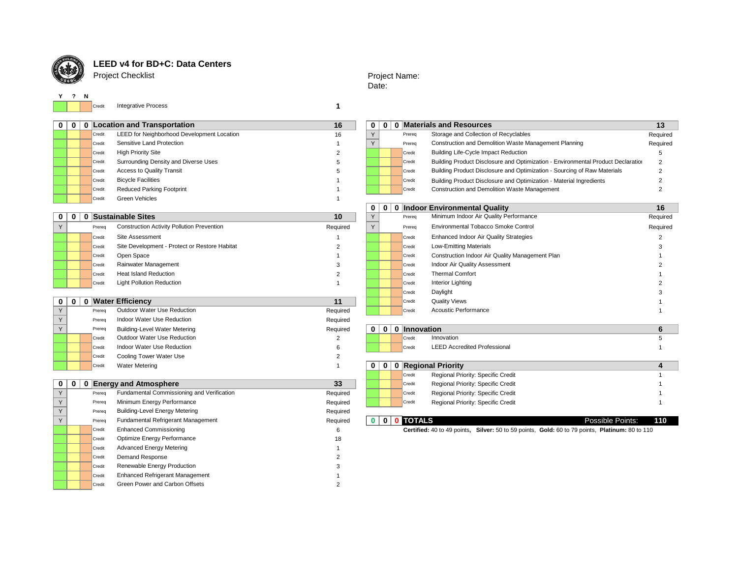# LEED v4 for BD+C: Data Centers

Project Checklist

Project Name:
Date:

| Y | ? | N | Type | Credit | Points |
|---|---|---|---|---|---|
| | | | Credit | Integrative Process | 1 |

| Y | ? | N | Type | Location and Transportation | 16 |
|---|---|---|---|---|---|
| 0 | 0 | 0 | | **Location and Transportation** | **16** |
| | | | Credit | LEED for Neighborhood Development Location | 16 |
| | | | Credit | Sensitive Land Protection | 1 |
| | | | Credit | High Priority Site | 2 |
| | | | Credit | Surrounding Density and Diverse Uses | 5 |
| | | | Credit | Access to Quality Transit | 5 |
| | | | Credit | Bicycle Facilities | 1 |
| | | | Credit | Reduced Parking Footprint | 1 |
| | | | Credit | Green Vehicles | 1 |

| Y | ? | N | Type | Sustainable Sites | Points |
|---|---|---|---|---|---|
| 0 | 0 | 0 | | **Sustainable Sites** | **10** |
| Y | | | Prereq | Construction Activity Pollution Prevention | Required |
| | | | Credit | Site Assessment | 1 |
| | | | Credit | Site Development - Protect or Restore Habitat | 2 |
| | | | Credit | Open Space | 1 |
| | | | Credit | Rainwater Management | 3 |
| | | | Credit | Heat Island Reduction | 2 |
| | | | Credit | Light Pollution Reduction | 1 |

| Y | ? | N | Type | Water Efficiency | Points |
|---|---|---|---|---|---|
| 0 | 0 | 0 | | **Water Efficiency** | **11** |
| Y | | | Prereq | Outdoor Water Use Reduction | Required |
| Y | | | Prereq | Indoor Water Use Reduction | Required |
| Y | | | Prereq | Building-Level Water Metering | Required |
| | | | Credit | Outdoor Water Use Reduction | 2 |
| | | | Credit | Indoor Water Use Reduction | 6 |
| | | | Credit | Cooling Tower Water Use | 2 |
| | | | Credit | Water Metering | 1 |

| Y | ? | N | Type | Energy and Atmosphere | Points |
|---|---|---|---|---|---|
| 0 | 0 | 0 | | **Energy and Atmosphere** | **33** |
| Y | | | Prereq | Fundamental Commissioning and Verification | Required |
| Y | | | Prereq | Minimum Energy Performance | Required |
| Y | | | Prereq | Building-Level Energy Metering | Required |
| Y | | | Prereq | Fundamental Refrigerant Management | Required |
| | | | Credit | Enhanced Commissioning | 6 |
| | | | Credit | Optimize Energy Performance | 18 |
| | | | Credit | Advanced Energy Metering | 1 |
| | | | Credit | Demand Response | 2 |
| | | | Credit | Renewable Energy Production | 3 |
| | | | Credit | Enhanced Refrigerant Management | 1 |
| | | | Credit | Green Power and Carbon Offsets | 2 |

| Y | ? | N | Type | Materials and Resources | Points |
|---|---|---|---|---|---|
| 0 | 0 | 0 | | **Materials and Resources** | **13** |
| Y | | | Prereq | Storage and Collection of Recyclables | Required |
| Y | | | Prereq | Construction and Demolition Waste Management Planning | Required |
| | | | Credit | Building Life-Cycle Impact Reduction | 5 |
| | | | Credit | Building Product Disclosure and Optimization - Environmental Product Declaratio | 2 |
| | | | Credit | Building Product Disclosure and Optimization - Sourcing of Raw Materials | 2 |
| | | | Credit | Building Product Disclosure and Optimization - Material Ingredients | 2 |
| | | | Credit | Construction and Demolition Waste Management | 2 |

| Y | ? | N | Type | Indoor Environmental Quality | Points |
|---|---|---|---|---|---|
| 0 | 0 | 0 | | **Indoor Environmental Quality** | **16** |
| Y | | | Prereq | Minimum Indoor Air Quality Performance | Required |
| Y | | | Prereq | Environmental Tobacco Smoke Control | Required |
| | | | Credit | Enhanced Indoor Air Quality Strategies | 2 |
| | | | Credit | Low-Emitting Materials | 3 |
| | | | Credit | Construction Indoor Air Quality Management Plan | 1 |
| | | | Credit | Indoor Air Quality Assessment | 2 |
| | | | Credit | Thermal Comfort | 1 |
| | | | Credit | Interior Lighting | 2 |
| | | | Credit | Daylight | 3 |
| | | | Credit | Quality Views | 1 |
| | | | Credit | Acoustic Performance | 1 |

| Y | ? | N | Type | Innovation | Points |
|---|---|---|---|---|---|
| 0 | 0 | 0 | | **Innovation** | **6** |
| | | | Credit | Innovation | 5 |
| | | | Credit | LEED Accredited Professional | 1 |

| Y | ? | N | Type | Regional Priority | Points |
|---|---|---|---|---|---|
| 0 | 0 | 0 | | **Regional Priority** | **4** |
| | | | Credit | Regional Priority: Specific Credit | 1 |
| | | | Credit | Regional Priority: Specific Credit | 1 |
| | | | Credit | Regional Priority: Specific Credit | 1 |
| | | | Credit | Regional Priority: Specific Credit | 1 |

| Y | ? | N | | | |
|---|---|---|---|---|---|
| 0 | 0 | 0 | **TOTALS** | Possible Points: | **110** |

**Certified:** 40 to 49 points, **Silver:** 50 to 59 points, **Gold:** 60 to 79 points, **Platinum:** 80 to 110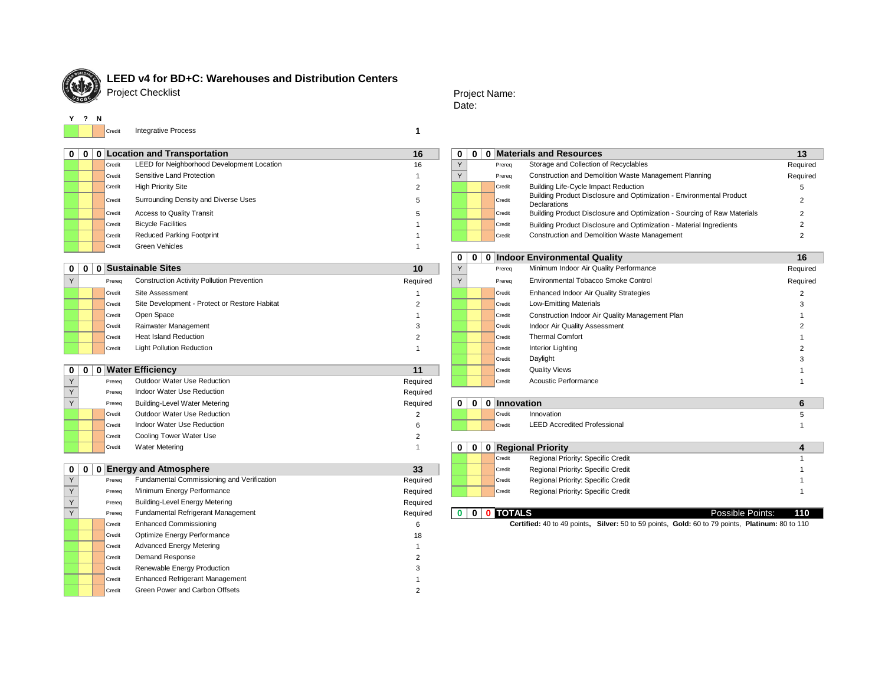# LEED v4 for BD+C: Warehouses and Distribution Centers

Project Checklist

Project Name:
Date:

| Y | ? | N | | | |
|---|---|---|---|---|---|
| | | | Credit | Integrative Process | 1 |

| Y | ? | N | | Location and Transportation | 16 |
|---|---|---|---|---|---|
| 0 | 0 | 0 | | **Location and Transportation** | **16** |
| | | | Credit | LEED for Neighborhood Development Location | 16 |
| | | | Credit | Sensitive Land Protection | 1 |
| | | | Credit | High Priority Site | 2 |
| | | | Credit | Surrounding Density and Diverse Uses | 5 |
| | | | Credit | Access to Quality Transit | 5 |
| | | | Credit | Bicycle Facilities | 1 |
| | | | Credit | Reduced Parking Footprint | 1 |
| | | | Credit | Green Vehicles | 1 |

| Y | ? | N | | Sustainable Sites | 10 |
|---|---|---|---|---|---|
| 0 | 0 | 0 | | **Sustainable Sites** | **10** |
| Y | | | Prereq | Construction Activity Pollution Prevention | Required |
| | | | Credit | Site Assessment | 1 |
| | | | Credit | Site Development - Protect or Restore Habitat | 2 |
| | | | Credit | Open Space | 1 |
| | | | Credit | Rainwater Management | 3 |
| | | | Credit | Heat Island Reduction | 2 |
| | | | Credit | Light Pollution Reduction | 1 |

| Y | ? | N | | Water Efficiency | 11 |
|---|---|---|---|---|---|
| 0 | 0 | 0 | | **Water Efficiency** | **11** |
| Y | | | Prereq | Outdoor Water Use Reduction | Required |
| Y | | | Prereq | Indoor Water Use Reduction | Required |
| Y | | | Prereq | Building-Level Water Metering | Required |
| | | | Credit | Outdoor Water Use Reduction | 2 |
| | | | Credit | Indoor Water Use Reduction | 6 |
| | | | Credit | Cooling Tower Water Use | 2 |
| | | | Credit | Water Metering | 1 |

| Y | ? | N | | Energy and Atmosphere | 33 |
|---|---|---|---|---|---|
| 0 | 0 | 0 | | **Energy and Atmosphere** | **33** |
| Y | | | Prereq | Fundamental Commissioning and Verification | Required |
| Y | | | Prereq | Minimum Energy Performance | Required |
| Y | | | Prereq | Building-Level Energy Metering | Required |
| Y | | | Prereq | Fundamental Refrigerant Management | Required |
| | | | Credit | Enhanced Commissioning | 6 |
| | | | Credit | Optimize Energy Performance | 18 |
| | | | Credit | Advanced Energy Metering | 1 |
| | | | Credit | Demand Response | 2 |
| | | | Credit | Renewable Energy Production | 3 |
| | | | Credit | Enhanced Refrigerant Management | 1 |
| | | | Credit | Green Power and Carbon Offsets | 2 |

| Y | ? | N | | Materials and Resources | 13 |
|---|---|---|---|---|---|
| 0 | 0 | 0 | | **Materials and Resources** | **13** |
| Y | | | Prereq | Storage and Collection of Recyclables | Required |
| Y | | | Prereq | Construction and Demolition Waste Management Planning | Required |
| | | | Credit | Building Life-Cycle Impact Reduction | 5 |
| | | | Credit | Building Product Disclosure and Optimization - Environmental Product Declarations | 2 |
| | | | Credit | Building Product Disclosure and Optimization - Sourcing of Raw Materials | 2 |
| | | | Credit | Building Product Disclosure and Optimization - Material Ingredients | 2 |
| | | | Credit | Construction and Demolition Waste Management | 2 |

| Y | ? | N | | Indoor Environmental Quality | 16 |
|---|---|---|---|---|---|
| 0 | 0 | 0 | | **Indoor Environmental Quality** | **16** |
| Y | | | Prereq | Minimum Indoor Air Quality Performance | Required |
| Y | | | Prereq | Environmental Tobacco Smoke Control | Required |
| | | | Credit | Enhanced Indoor Air Quality Strategies | 2 |
| | | | Credit | Low-Emitting Materials | 3 |
| | | | Credit | Construction Indoor Air Quality Management Plan | 1 |
| | | | Credit | Indoor Air Quality Assessment | 2 |
| | | | Credit | Thermal Comfort | 1 |
| | | | Credit | Interior Lighting | 2 |
| | | | Credit | Daylight | 3 |
| | | | Credit | Quality Views | 1 |
| | | | Credit | Acoustic Performance | 1 |

| Y | ? | N | | Innovation | 6 |
|---|---|---|---|---|---|
| 0 | 0 | 0 | | **Innovation** | **6** |
| | | | Credit | Innovation | 5 |
| | | | Credit | LEED Accredited Professional | 1 |

| Y | ? | N | | Regional Priority | 4 |
|---|---|---|---|---|---|
| 0 | 0 | 0 | | **Regional Priority** | **4** |
| | | | Credit | Regional Priority: Specific Credit | 1 |
| | | | Credit | Regional Priority: Specific Credit | 1 |
| | | | Credit | Regional Priority: Specific Credit | 1 |
| | | | Credit | Regional Priority: Specific Credit | 1 |

| Y | ? | N | TOTALS | Possible Points: | 110 |
|---|---|---|---|---|---|
| 0 | 0 | 0 | **TOTALS** | Possible Points: | **110** |

**Certified:** 40 to 49 points, **Silver:** 50 to 59 points, **Gold:** 60 to 79 points, **Platinum:** 80 to 110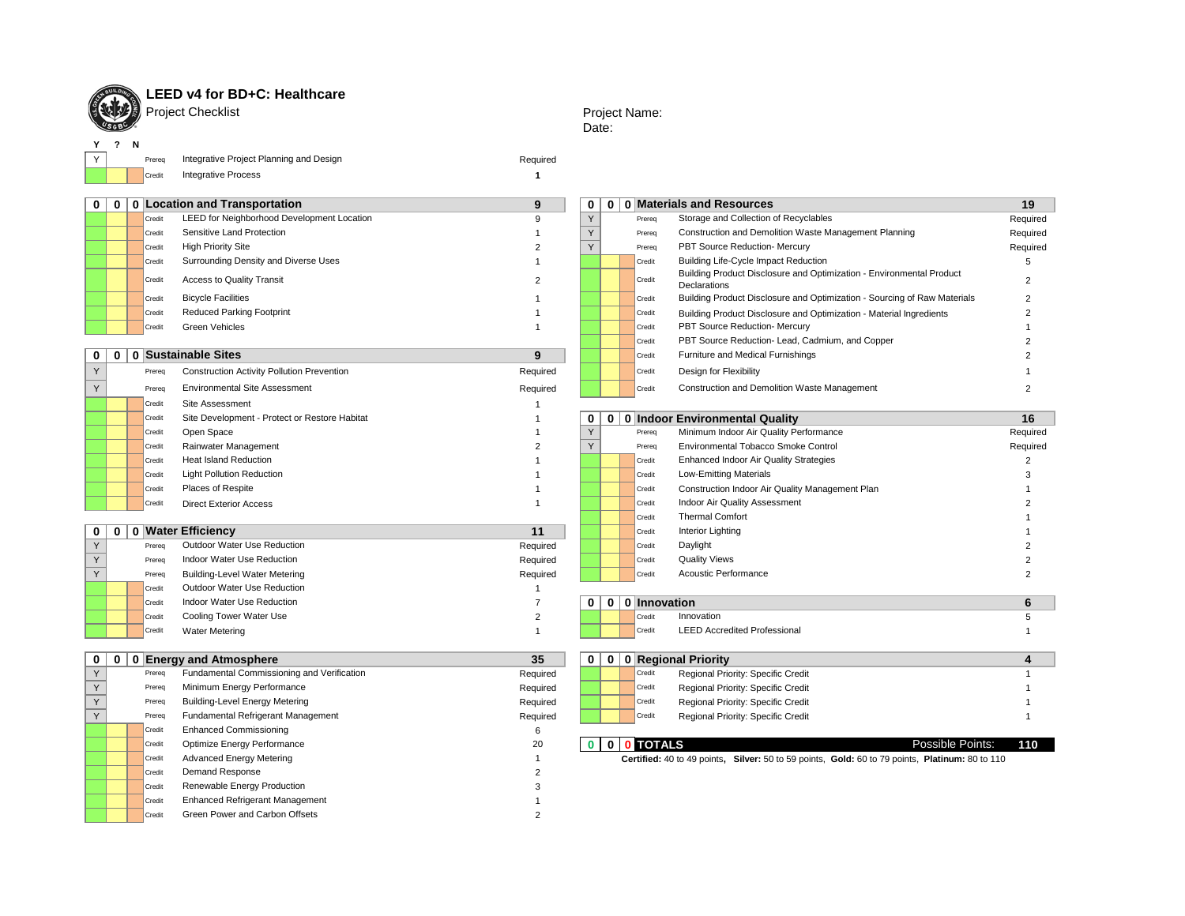# LEED v4 for BD+C: Healthcare

Project Checklist

Project Name:

Date:

| Y | ? | N | Type | Credit | Points |
|---|---|---|---|---|---|
| Y | | | Prereq | Integrative Project Planning and Design | Required |
| | | | Credit | Integrative Process | 1 |

| Y | ? | N | Type | Location and Transportation | 9 |
|---|---|---|---|---|---|
| 0 | 0 | 0 | | **Location and Transportation** | **9** |
| | | | Credit | LEED for Neighborhood Development Location | 9 |
| | | | Credit | Sensitive Land Protection | 1 |
| | | | Credit | High Priority Site | 2 |
| | | | Credit | Surrounding Density and Diverse Uses | 1 |
| | | | Credit | Access to Quality Transit | 2 |
| | | | Credit | Bicycle Facilities | 1 |
| | | | Credit | Reduced Parking Footprint | 1 |
| | | | Credit | Green Vehicles | 1 |

| Y | ? | N | Type | Sustainable Sites | 9 |
|---|---|---|---|---|---|
| 0 | 0 | 0 | | **Sustainable Sites** | **9** |
| Y | | | Prereq | Construction Activity Pollution Prevention | Required |
| Y | | | Prereq | Environmental Site Assessment | Required |
| | | | Credit | Site Assessment | 1 |
| | | | Credit | Site Development - Protect or Restore Habitat | 1 |
| | | | Credit | Open Space | 1 |
| | | | Credit | Rainwater Management | 2 |
| | | | Credit | Heat Island Reduction | 1 |
| | | | Credit | Light Pollution Reduction | 1 |
| | | | Credit | Places of Respite | 1 |
| | | | Credit | Direct Exterior Access | 1 |

| Y | ? | N | Type | Water Efficiency | 11 |
|---|---|---|---|---|---|
| 0 | 0 | 0 | | **Water Efficiency** | **11** |
| Y | | | Prereq | Outdoor Water Use Reduction | Required |
| Y | | | Prereq | Indoor Water Use Reduction | Required |
| Y | | | Prereq | Building-Level Water Metering | Required |
| | | | Credit | Outdoor Water Use Reduction | 1 |
| | | | Credit | Indoor Water Use Reduction | 7 |
| | | | Credit | Cooling Tower Water Use | 2 |
| | | | Credit | Water Metering | 1 |

| Y | ? | N | Type | Energy and Atmosphere | 35 |
|---|---|---|---|---|---|
| 0 | 0 | 0 | | **Energy and Atmosphere** | **35** |
| Y | | | Prereq | Fundamental Commissioning and Verification | Required |
| Y | | | Prereq | Minimum Energy Performance | Required |
| Y | | | Prereq | Building-Level Energy Metering | Required |
| Y | | | Prereq | Fundamental Refrigerant Management | Required |
| | | | Credit | Enhanced Commissioning | 6 |
| | | | Credit | Optimize Energy Performance | 20 |
| | | | Credit | Advanced Energy Metering | 1 |
| | | | Credit | Demand Response | 2 |
| | | | Credit | Renewable Energy Production | 3 |
| | | | Credit | Enhanced Refrigerant Management | 1 |
| | | | Credit | Green Power and Carbon Offsets | 2 |

| Y | ? | N | Type | Materials and Resources | 19 |
|---|---|---|---|---|---|
| 0 | 0 | 0 | | **Materials and Resources** | **19** |
| Y | | | Prereq | Storage and Collection of Recyclables | Required |
| Y | | | Prereq | Construction and Demolition Waste Management Planning | Required |
| Y | | | Prereq | PBT Source Reduction- Mercury | Required |
| | | | Credit | Building Life-Cycle Impact Reduction | 5 |
| | | | Credit | Building Product Disclosure and Optimization - Environmental Product Declarations | 2 |
| | | | Credit | Building Product Disclosure and Optimization - Sourcing of Raw Materials | 2 |
| | | | Credit | Building Product Disclosure and Optimization - Material Ingredients | 2 |
| | | | Credit | PBT Source Reduction- Mercury | 1 |
| | | | Credit | PBT Source Reduction- Lead, Cadmium, and Copper | 2 |
| | | | Credit | Furniture and Medical Furnishings | 2 |
| | | | Credit | Design for Flexibility | 1 |
| | | | Credit | Construction and Demolition Waste Management | 2 |

| Y | ? | N | Type | Indoor Environmental Quality | 16 |
|---|---|---|---|---|---|
| 0 | 0 | 0 | | **Indoor Environmental Quality** | **16** |
| Y | | | Prereq | Minimum Indoor Air Quality Performance | Required |
| Y | | | Prereq | Environmental Tobacco Smoke Control | Required |
| | | | Credit | Enhanced Indoor Air Quality Strategies | 2 |
| | | | Credit | Low-Emitting Materials | 3 |
| | | | Credit | Construction Indoor Air Quality Management Plan | 1 |
| | | | Credit | Indoor Air Quality Assessment | 2 |
| | | | Credit | Thermal Comfort | 1 |
| | | | Credit | Interior Lighting | 1 |
| | | | Credit | Daylight | 2 |
| | | | Credit | Quality Views | 2 |
| | | | Credit | Acoustic Performance | 2 |

| Y | ? | N | Type | Innovation | 6 |
|---|---|---|---|---|---|
| 0 | 0 | 0 | | **Innovation** | **6** |
| | | | Credit | Innovation | 5 |
| | | | Credit | LEED Accredited Professional | 1 |

| Y | ? | N | Type | Regional Priority | 4 |
|---|---|---|---|---|---|
| 0 | 0 | 0 | | **Regional Priority** | **4** |
| | | | Credit | Regional Priority: Specific Credit | 1 |
| | | | Credit | Regional Priority: Specific Credit | 1 |
| | | | Credit | Regional Priority: Specific Credit | 1 |
| | | | Credit | Regional Priority: Specific Credit | 1 |

| Y | ? | N | | TOTALS | Possible Points: 110 |
|---|---|---|---|---|---|
| 0 | 0 | 0 | | **TOTALS** | **110** |

**Certified:** 40 to 49 points, **Silver:** 50 to 59 points, **Gold:** 60 to 79 points, **Platinum:** 80 to 110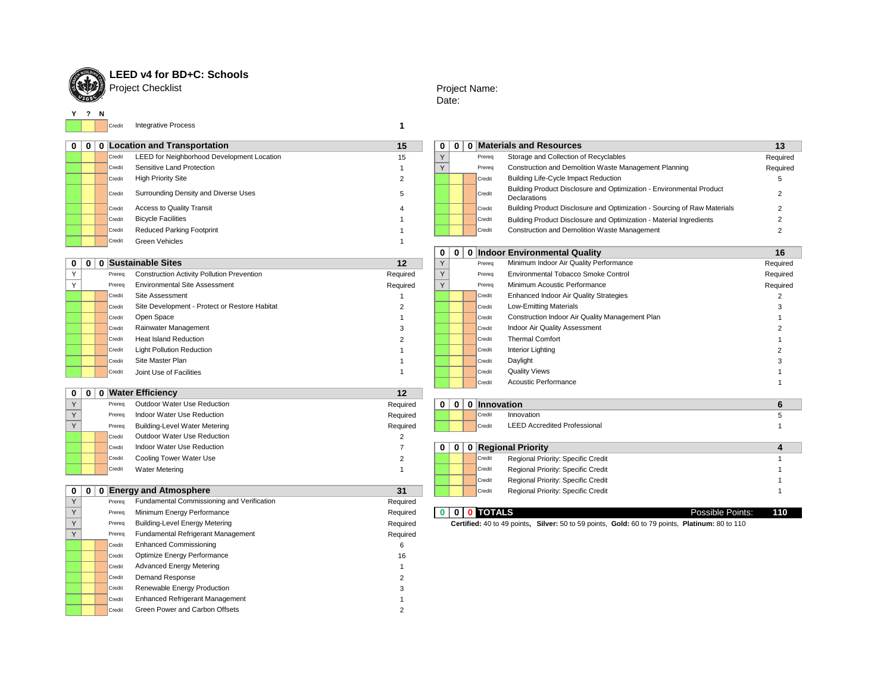# LEED v4 for BD+C: Schools

Project Checklist

Project Name:

Date:

| Y | ? | N | | | |
|---|---|---|---|---|---|
| | | | Credit | Integrative Process | 1 |

## Location and Transportation

| Y | ? | N | | Location and Transportation | 15 |
|---|---|---|---|---|---|
| 0 | 0 | 0 | | | |
| | | | Credit | LEED for Neighborhood Development Location | 15 |
| | | | Credit | Sensitive Land Protection | 1 |
| | | | Credit | High Priority Site | 2 |
| | | | Credit | Surrounding Density and Diverse Uses | 5 |
| | | | Credit | Access to Quality Transit | 4 |
| | | | Credit | Bicycle Facilities | 1 |
| | | | Credit | Reduced Parking Footprint | 1 |
| | | | Credit | Green Vehicles | 1 |

## Sustainable Sites

| Y | ? | N | | Sustainable Sites | 12 |
|---|---|---|---|---|---|
| 0 | 0 | 0 | | | |
| Y | | | Prereq | Construction Activity Pollution Prevention | Required |
| Y | | | Prereq | Environmental Site Assessment | Required |
| | | | Credit | Site Assessment | 1 |
| | | | Credit | Site Development - Protect or Restore Habitat | 2 |
| | | | Credit | Open Space | 1 |
| | | | Credit | Rainwater Management | 3 |
| | | | Credit | Heat Island Reduction | 2 |
| | | | Credit | Light Pollution Reduction | 1 |
| | | | Credit | Site Master Plan | 1 |
| | | | Credit | Joint Use of Facilities | 1 |

## Water Efficiency

| Y | ? | N | | Water Efficiency | 12 |
|---|---|---|---|---|---|
| 0 | 0 | 0 | | | |
| Y | | | Prereq | Outdoor Water Use Reduction | Required |
| Y | | | Prereq | Indoor Water Use Reduction | Required |
| Y | | | Prereq | Building-Level Water Metering | Required |
| | | | Credit | Outdoor Water Use Reduction | 2 |
| | | | Credit | Indoor Water Use Reduction | 7 |
| | | | Credit | Cooling Tower Water Use | 2 |
| | | | Credit | Water Metering | 1 |

## Energy and Atmosphere

| Y | ? | N | | Energy and Atmosphere | 31 |
|---|---|---|---|---|---|
| 0 | 0 | 0 | | | |
| Y | | | Prereq | Fundamental Commissioning and Verification | Required |
| Y | | | Prereq | Minimum Energy Performance | Required |
| Y | | | Prereq | Building-Level Energy Metering | Required |
| Y | | | Prereq | Fundamental Refrigerant Management | Required |
| | | | Credit | Enhanced Commissioning | 6 |
| | | | Credit | Optimize Energy Performance | 16 |
| | | | Credit | Advanced Energy Metering | 1 |
| | | | Credit | Demand Response | 2 |
| | | | Credit | Renewable Energy Production | 3 |
| | | | Credit | Enhanced Refrigerant Management | 1 |
| | | | Credit | Green Power and Carbon Offsets | 2 |

## Materials and Resources

| Y | ? | N | | Materials and Resources | 13 |
|---|---|---|---|---|---|
| 0 | 0 | 0 | | | |
| Y | | | Prereq | Storage and Collection of Recyclables | Required |
| Y | | | Prereq | Construction and Demolition Waste Management Planning | Required |
| | | | Credit | Building Life-Cycle Impact Reduction | 5 |
| | | | Credit | Building Product Disclosure and Optimization - Environmental Product Declarations | 2 |
| | | | Credit | Building Product Disclosure and Optimization - Sourcing of Raw Materials | 2 |
| | | | Credit | Building Product Disclosure and Optimization - Material Ingredients | 2 |
| | | | Credit | Construction and Demolition Waste Management | 2 |

## Indoor Environmental Quality

| Y | ? | N | | Indoor Environmental Quality | 16 |
|---|---|---|---|---|---|
| 0 | 0 | 0 | | | |
| Y | | | Prereq | Minimum Indoor Air Quality Performance | Required |
| Y | | | Prereq | Environmental Tobacco Smoke Control | Required |
| Y | | | Prereq | Minimum Acoustic Performance | Required |
| | | | Credit | Enhanced Indoor Air Quality Strategies | 2 |
| | | | Credit | Low-Emitting Materials | 3 |
| | | | Credit | Construction Indoor Air Quality Management Plan | 1 |
| | | | Credit | Indoor Air Quality Assessment | 2 |
| | | | Credit | Thermal Comfort | 1 |
| | | | Credit | Interior Lighting | 2 |
| | | | Credit | Daylight | 3 |
| | | | Credit | Quality Views | 1 |
| | | | Credit | Acoustic Performance | 1 |

## Innovation

| Y | ? | N | | Innovation | 6 |
|---|---|---|---|---|---|
| 0 | 0 | 0 | | | |
| | | | Credit | Innovation | 5 |
| | | | Credit | LEED Accredited Professional | 1 |

## Regional Priority

| Y | ? | N | | Regional Priority | 4 |
|---|---|---|---|---|---|
| 0 | 0 | 0 | | | |
| | | | Credit | Regional Priority: Specific Credit | 1 |
| | | | Credit | Regional Priority: Specific Credit | 1 |
| | | | Credit | Regional Priority: Specific Credit | 1 |
| | | | Credit | Regional Priority: Specific Credit | 1 |

## Totals

| Y | ? | N | TOTALS | Possible Points: | 110 |
|---|---|---|---|---|---|
| 0 | 0 | 0 | | | |

**Certified:** 40 to 49 points**,** **Silver:** 50 to 59 points, **Gold:** 60 to 79 points, **Platinum:** 80 to 110